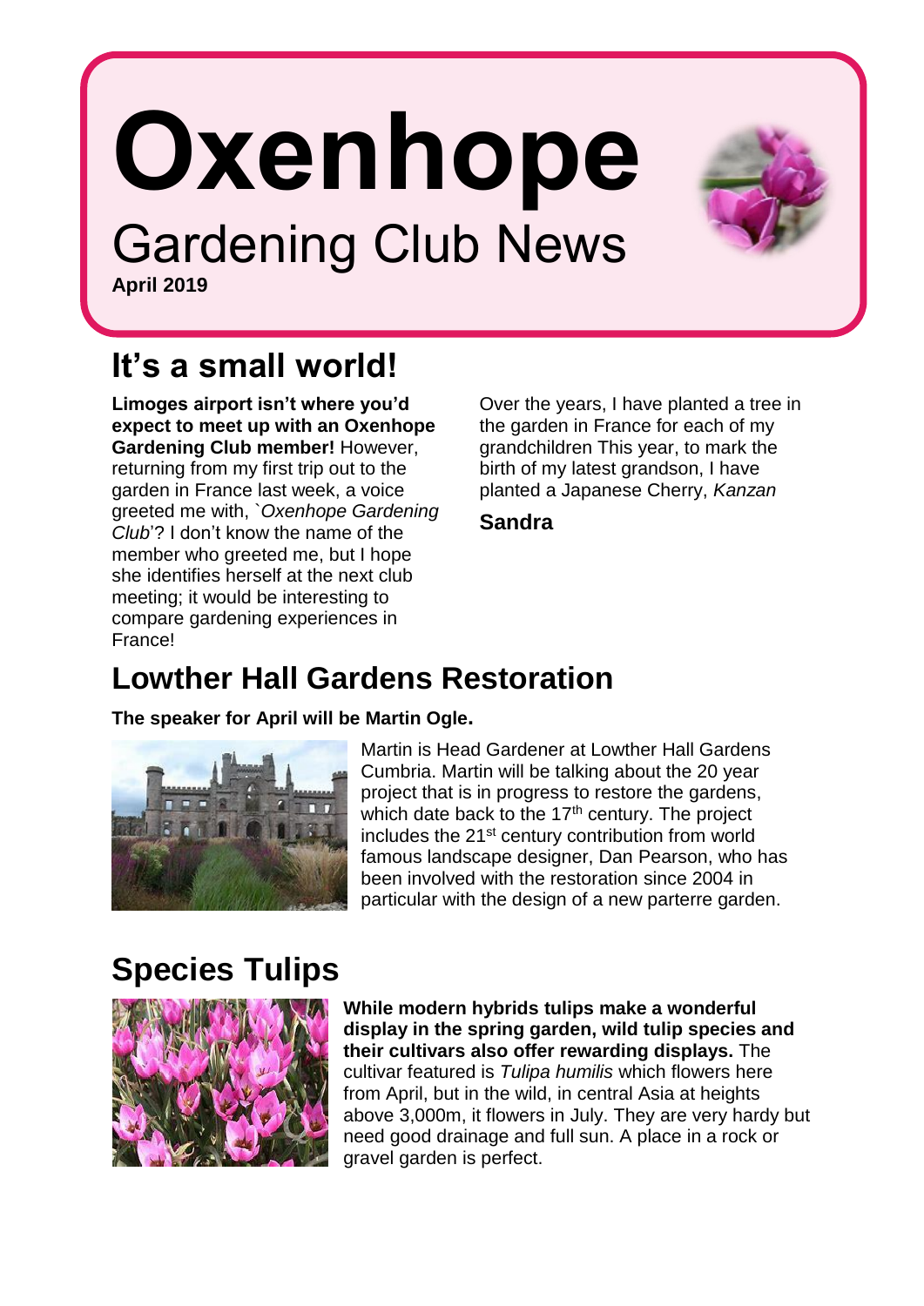# Oxenhope

## Gardening Club News

**April 2019**

## It's a small world!

**Limoges airport isn't where you'd expect to meet up with an Oxenhope Gardening Club member!** However, returning from my first trip out to the garden in France last week, a voice greeted me with, `*Oxenhope Gardening Club*'? I don't know the name of the member who greeted me, but I hope she identifies herself at the next club meeting; it would be interesting to compare gardening experiences in France!

Over the years, I have planted a tree in the garden in France for each of my grandchildren This year, to mark the birth of my latest grandson, I have planted a Japanese Cherry, *Kanzan*

**Sandra**

## Lowther Hall Gardens Restoration

**The speaker for April will be Martin Ogle.**

Martin is Head Gardener at Lowther Hall Gardens Cumbria. Martin will be talking about the 20 year project that is in progress to restore the gardens, which date back to the 17th century. The project includes the 21st century contribution from world famous landscape designer, Dan Pearson, who has been involved with the restoration since 2004 in particular with the design of a new parterre garden.

## Species Tulips

**While modern hybrids tulips make a wonderful display in the spring garden, wild tulip species and their cultivars also offer rewarding displays.** The cultivar featured is *Tulipa humilis* which flowers here from April, but in the wild, in central Asia at heights above 3,000m, it flowers in July. They are very hardy but need good drainage and full sun. A place in a rock or gravel garden is perfect.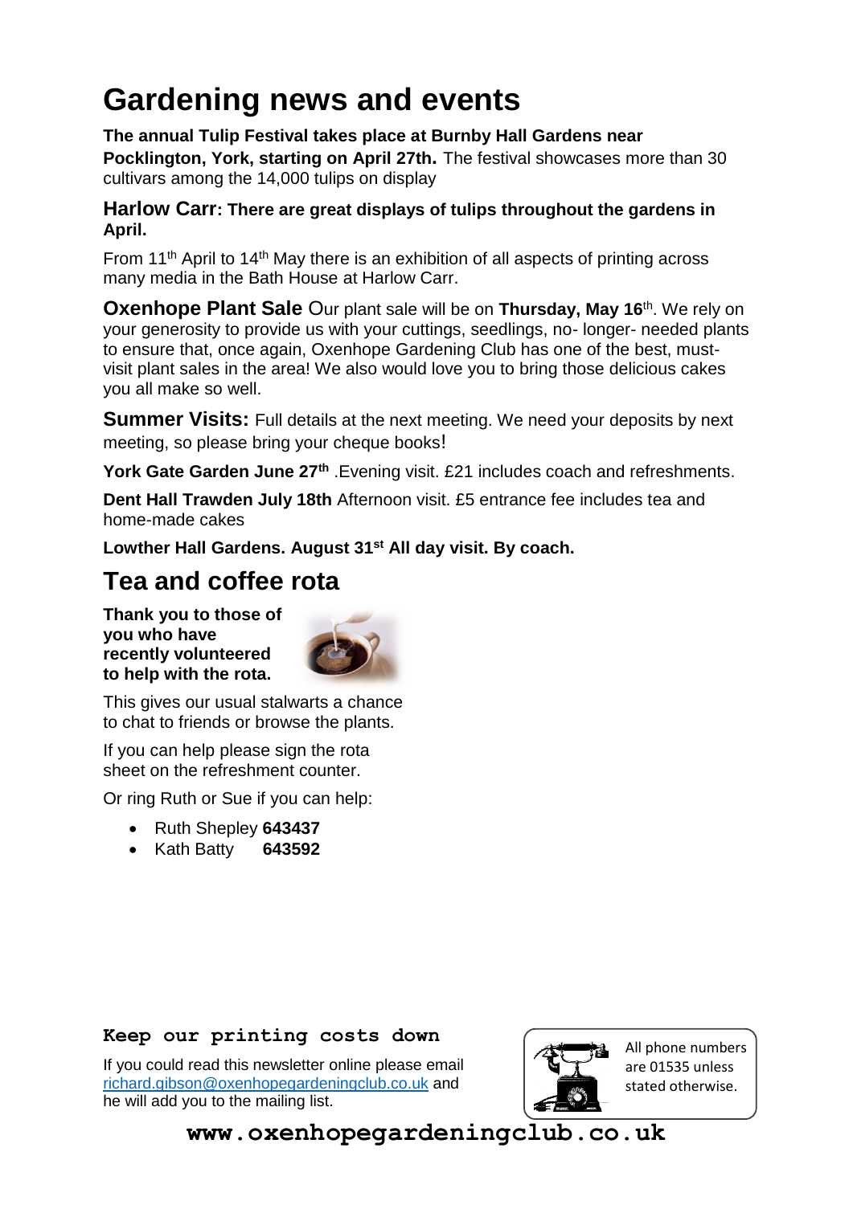# Gardening news and events

**The annual Tulip Festival takes place at Burnby Hall Gardens near Pocklington, York, starting on April 27th.** The festival showcases more than 30 cultivars among the 14,000 tulips on display

**Harlow Carr: There are great displays of tulips throughout the gardens in April.**

From 11th April to 14th May there is an exhibition of all aspects of printing across many media in the Bath House at Harlow Carr.

**Oxenhope Plant Sale** Our plant sale will be on **Thursday, May 16**th. We rely on your generosity to provide us with your cuttings, seedlings, no- longer- needed plants to ensure that, once again, Oxenhope Gardening Club has one of the best, must-visit plant sales in the area! We also would love you to bring those delicious cakes you all make so well.

**Summer Visits:** Full details at the next meeting. We need your deposits by next meeting, so please bring your cheque books!

**York Gate Garden June 27th** .Evening visit. £21 includes coach and refreshments.

**Dent Hall Trawden July 18th** Afternoon visit. £5 entrance fee includes tea and home-made cakes

**Lowther Hall Gardens. August 31st All day visit. By coach.**

# Tea and coffee rota

**Thank you to those of you who have recently volunteered to help with the rota.**

This gives our usual stalwarts a chance to chat to friends or browse the plants.

If you can help please sign the rota sheet on the refreshment counter.

Or ring Ruth or Sue if you can help:

- Ruth Shepley **643437**
- Kath Batty **643592**

**Keep our printing costs down**

If you could read this newsletter online please email richard.gibson@oxenhopegardeningclub.co.uk and he will add you to the mailing list.

All phone numbers are 01535 unless stated otherwise.

**www.oxenhopegardeningclub.co.uk**